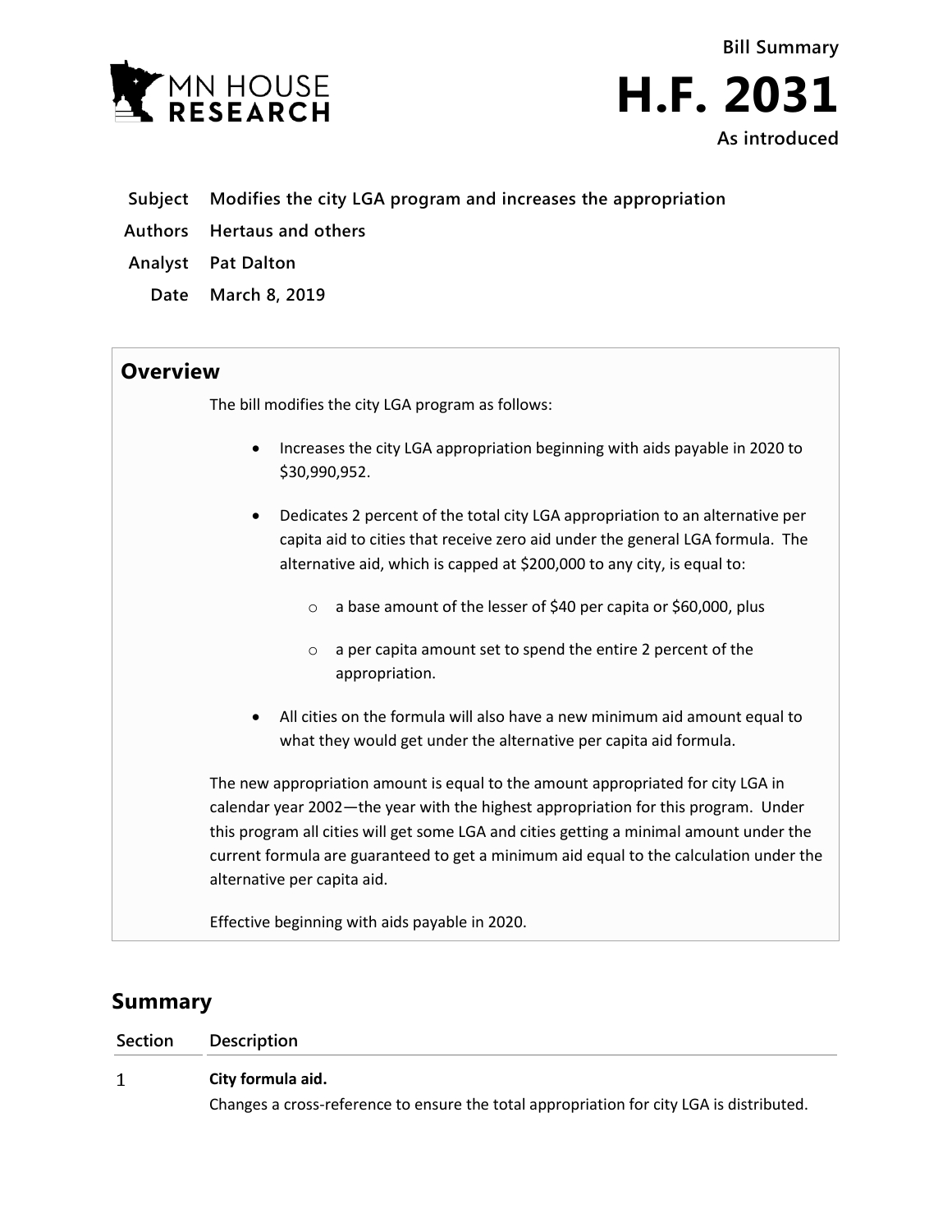MN HOUSE RESEARCH

Bill Summary

# H.F. 2031

As introduced

**Subject** Modifies the city LGA program and increases the appropriation

**Authors** Hertaus and others

**Analyst** Pat Dalton

**Date** March 8, 2019

## Overview

The bill modifies the city LGA program as follows:

- Increases the city LGA appropriation beginning with aids payable in 2020 to $30,990,952.
- Dedicates 2 percent of the total city LGA appropriation to an alternative per capita aid to cities that receive zero aid under the general LGA formula. The alternative aid, which is capped at $200,000 to any city, is equal to:
  - a base amount of the lesser of $40 per capita or $60,000, plus
  - a per capita amount set to spend the entire 2 percent of the appropriation.
- All cities on the formula will also have a new minimum aid amount equal to what they would get under the alternative per capita aid formula.

The new appropriation amount is equal to the amount appropriated for city LGA in calendar year 2002—the year with the highest appropriation for this program. Under this program all cities will get some LGA and cities getting a minimal amount under the current formula are guaranteed to get a minimum aid equal to the calculation under the alternative per capita aid.

Effective beginning with aids payable in 2020.

## Summary

| Section | Description |
|---|---|
| 1 | **City formula aid.**<br>Changes a cross-reference to ensure the total appropriation for city LGA is distributed. |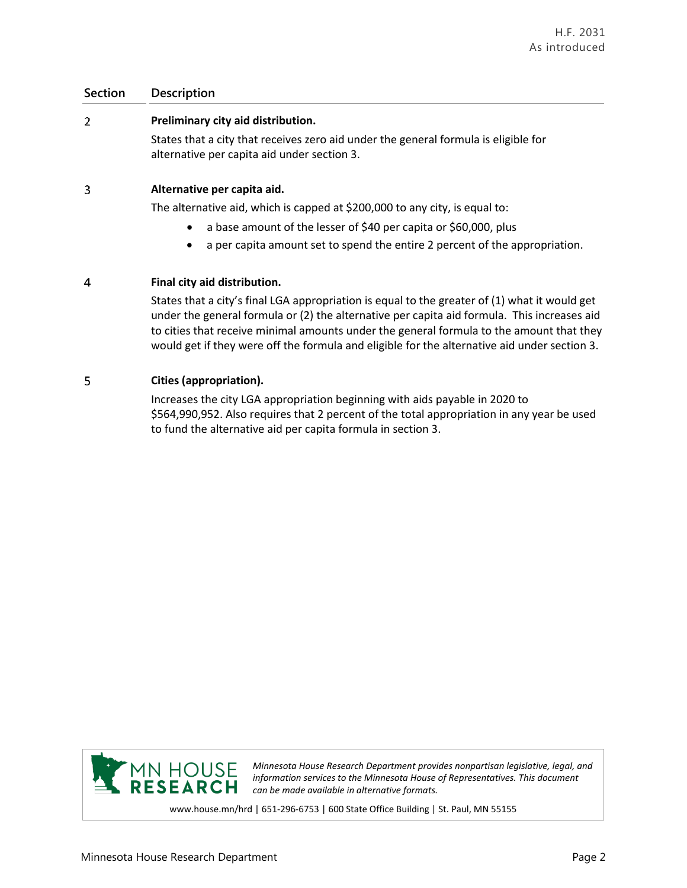| Section | Description |
|---|---|
| 2 | **Preliminary city aid distribution.** States that a city that receives zero aid under the general formula is eligible for alternative per capita aid under section 3. |
| 3 | **Alternative per capita aid.** The alternative aid, which is capped at $200,000 to any city, is equal to: • a base amount of the lesser of $40 per capita or $60,000, plus • a per capita amount set to spend the entire 2 percent of the appropriation. |
| 4 | **Final city aid distribution.** States that a city's final LGA appropriation is equal to the greater of (1) what it would get under the general formula or (2) the alternative per capita aid formula. This increases aid to cities that receive minimal amounts under the general formula to the amount that they would get if they were off the formula and eligible for the alternative aid under section 3. |
| 5 | **Cities (appropriation).** Increases the city LGA appropriation beginning with aids payable in 2020 to $564,990,952. Also requires that 2 percent of the total appropriation in any year be used to fund the alternative aid per capita formula in section 3. |

MN HOUSE RESEARCH

*Minnesota House Research Department provides nonpartisan legislative, legal, and information services to the Minnesota House of Representatives. This document can be made available in alternative formats.*

www.house.mn/hrd | 651-296-6753 | 600 State Office Building | St. Paul, MN 55155